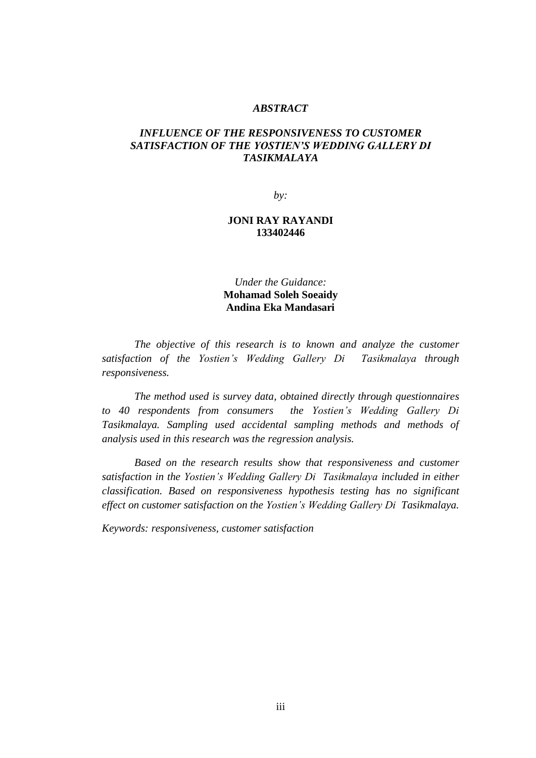# *ABSTRACT*

## *INFLUENCE OF THE RESPONSIVENESS TO CUSTOMER SATISFACTION OF THE YOSTIEN'S WEDDING GALLERY DI TASIKMALAYA*

*by:*

**JONI RAY RAYANDI**
**133402446**

*Under the Guidance:*
**Mohamad Soleh Soeaidy**
**Andina Eka Mandasari**

*The objective of this research is to known and analyze the customer satisfaction of the Yostien's Wedding Gallery Di Tasikmalaya through responsiveness.*

*The method used is survey data, obtained directly through questionnaires to 40 respondents from consumers the Yostien's Wedding Gallery Di Tasikmalaya. Sampling used accidental sampling methods and methods of analysis used in this research was the regression analysis.*

*Based on the research results show that responsiveness and customer satisfaction in the Yostien's Wedding Gallery Di Tasikmalaya included in either classification. Based on responsiveness hypothesis testing has no significant effect on customer satisfaction on the Yostien's Wedding Gallery Di Tasikmalaya.*

*Keywords: responsiveness, customer satisfaction*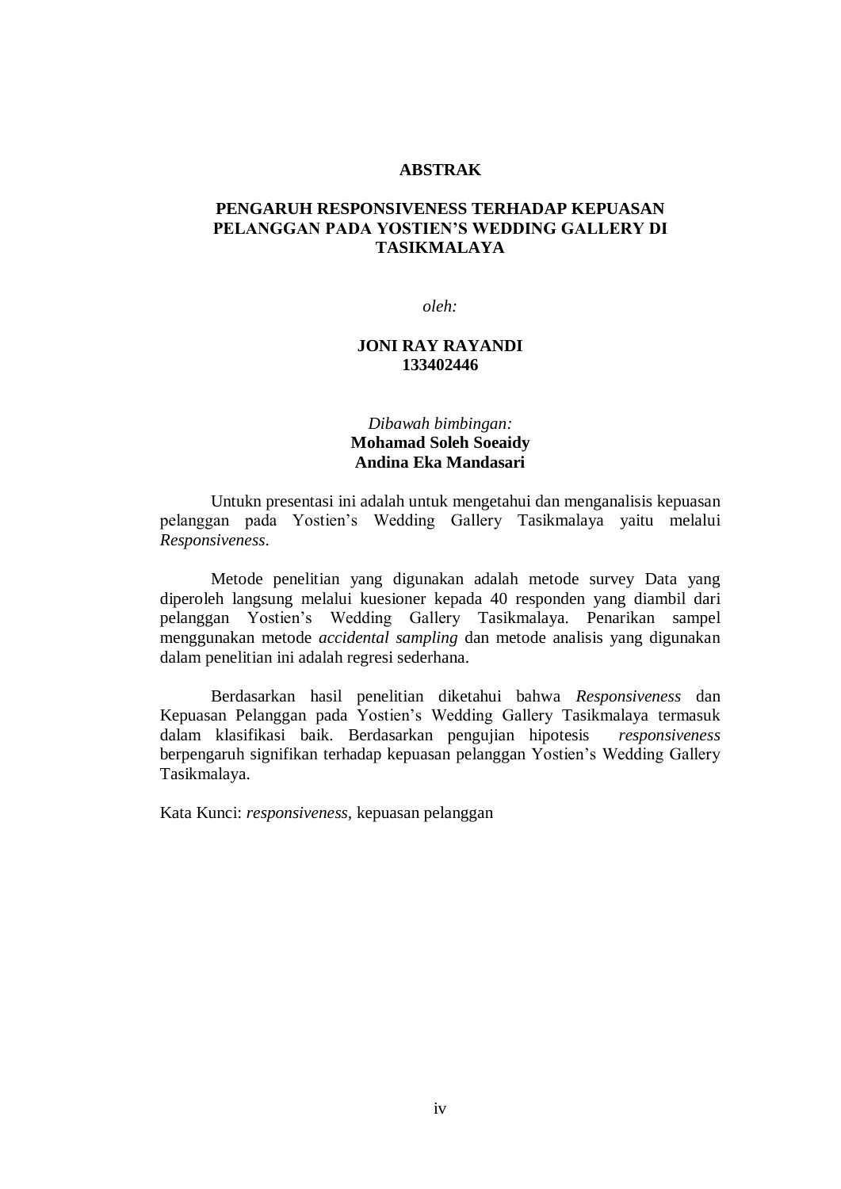# ABSTRAK

## PENGARUH RESPONSIVENESS TERHADAP KEPUASAN PELANGGAN PADA YOSTIEN'S WEDDING GALLERY DI TASIKMALAYA

*oleh:*

**JONI RAY RAYANDI**
**133402446**

*Dibawah bimbingan:*
**Mohamad Soleh Soeaidy**
**Andina Eka Mandasari**

Untukn presentasi ini adalah untuk mengetahui dan menganalisis kepuasan pelanggan pada Yostien's Wedding Gallery Tasikmalaya yaitu melalui *Responsiveness*.

Metode penelitian yang digunakan adalah metode survey Data yang diperoleh langsung melalui kuesioner kepada 40 responden yang diambil dari pelanggan Yostien's Wedding Gallery Tasikmalaya. Penarikan sampel menggunakan metode *accidental sampling* dan metode analisis yang digunakan dalam penelitian ini adalah regresi sederhana.

Berdasarkan hasil penelitian diketahui bahwa *Responsiveness* dan Kepuasan Pelanggan pada Yostien's Wedding Gallery Tasikmalaya termasuk dalam klasifikasi baik. Berdasarkan pengujian hipotesis *responsiveness* berpengaruh signifikan terhadap kepuasan pelanggan Yostien's Wedding Gallery Tasikmalaya.

Kata Kunci: *responsiveness,* kepuasan pelanggan